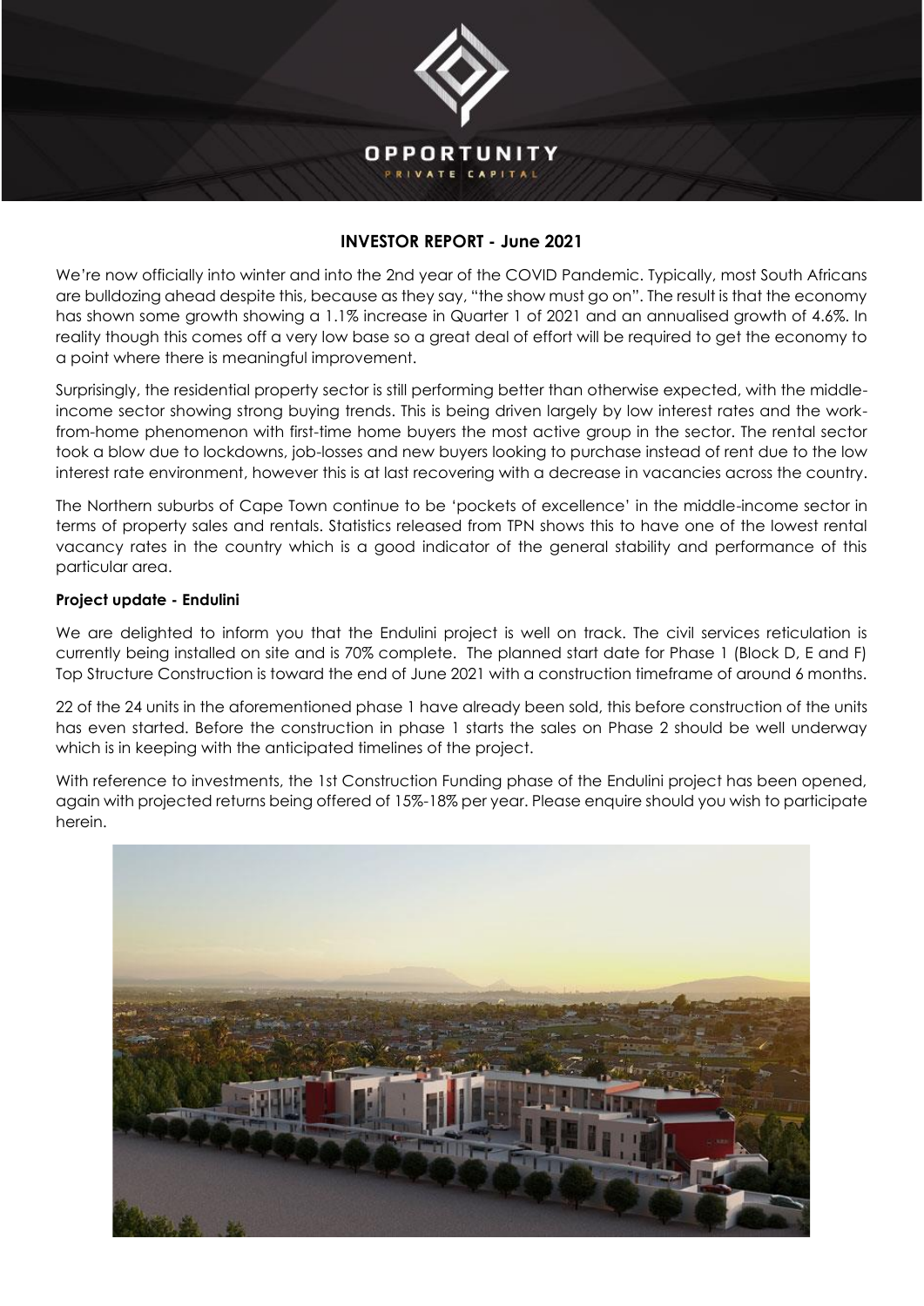# INVESTOR REPORT - June 2021

We're now officially into winter and into the 2nd year of the COVID Pandemic. Typically, most South Africans are bulldozing ahead despite this, because as they say, "the show must go on". The result is that the economy has shown some growth showing a 1.1% increase in Quarter 1 of 2021 and an annualised growth of 4.6%. In reality though this comes off a very low base so a great deal of effort will be required to get the economy to a point where there is meaningful improvement.

Surprisingly, the residential property sector is still performing better than otherwise expected, with the middle-income sector showing strong buying trends. This is being driven largely by low interest rates and the work-from-home phenomenon with first-time home buyers the most active group in the sector. The rental sector took a blow due to lockdowns, job-losses and new buyers looking to purchase instead of rent due to the low interest rate environment, however this is at last recovering with a decrease in vacancies across the country.

The Northern suburbs of Cape Town continue to be 'pockets of excellence' in the middle-income sector in terms of property sales and rentals. Statistics released from TPN shows this to have one of the lowest rental vacancy rates in the country which is a good indicator of the general stability and performance of this particular area.

**Project update - Endulini**

We are delighted to inform you that the Endulini project is well on track. The civil services reticulation is currently being installed on site and is 70% complete. The planned start date for Phase 1 (Block D, E and F) Top Structure Construction is toward the end of June 2021 with a construction timeframe of around 6 months.

22 of the 24 units in the aforementioned phase 1 have already been sold, this before construction of the units has even started. Before the construction in phase 1 starts the sales on Phase 2 should be well underway which is in keeping with the anticipated timelines of the project.

With reference to investments, the 1st Construction Funding phase of the Endulini project has been opened, again with projected returns being offered of 15%-18% per year. Please enquire should you wish to participate herein.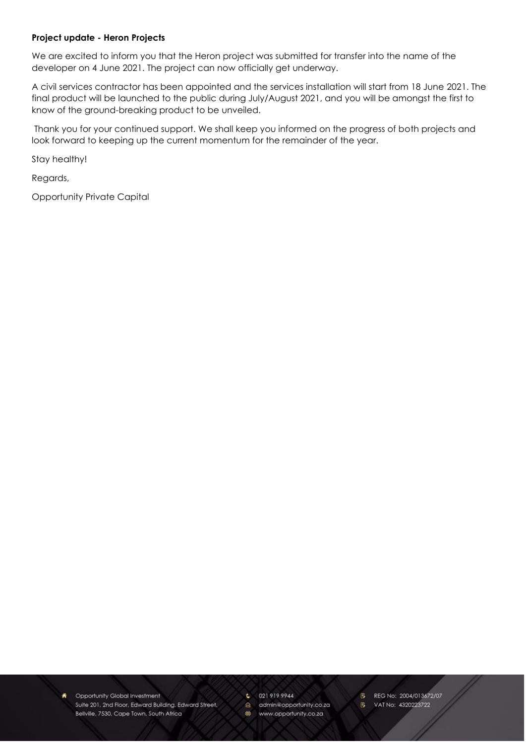**Project update - Heron Projects**

We are excited to inform you that the Heron project was submitted for transfer into the name of the developer on 4 June 2021. The project can now officially get underway.

A civil services contractor has been appointed and the services installation will start from 18 June 2021. The final product will be launched to the public during July/August 2021, and you will be amongst the first to know of the ground-breaking product to be unveiled.

Thank you for your continued support. We shall keep you informed on the progress of both projects and look forward to keeping up the current momentum for the remainder of the year.

Stay healthy!

Regards,

Opportunity Private Capital